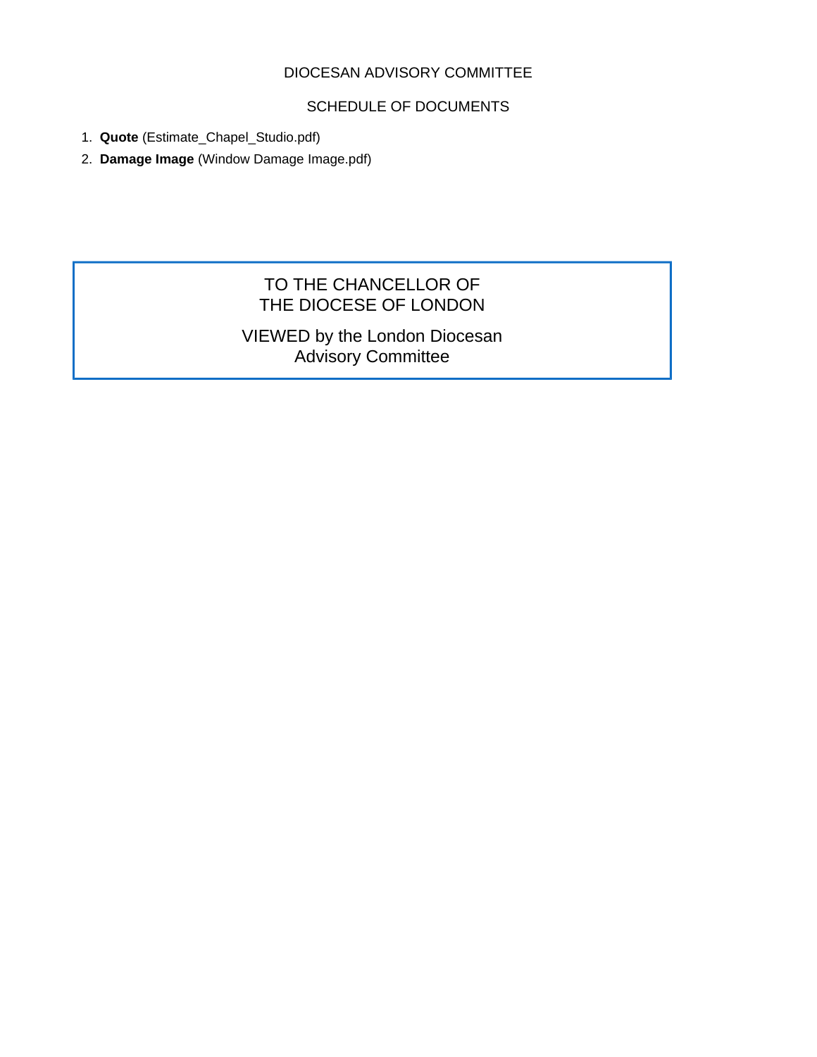DIOCESAN ADVISORY COMMITTEE

SCHEDULE OF DOCUMENTS

1. **Quote** (Estimate_Chapel_Studio.pdf)
2. **Damage Image** (Window Damage Image.pdf)

TO THE CHANCELLOR OF
THE DIOCESE OF LONDON

VIEWED by the London Diocesan
Advisory Committee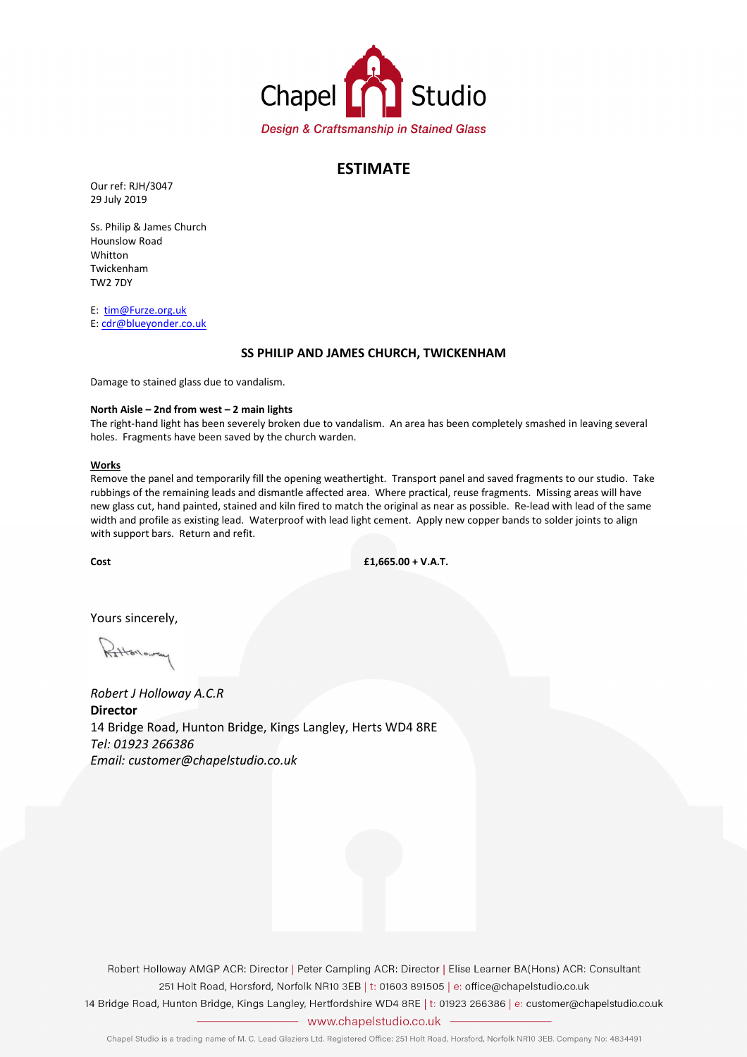Chapel Studio

*Design & Craftsmanship in Stained Glass*

# ESTIMATE

Our ref: RJH/3047
29 July 2019

Ss. Philip & James Church
Hounslow Road
Whitton
Twickenham
TW2 7DY

E: tim@Furze.org.uk
E: cdr@blueyonder.co.uk

## SS PHILIP AND JAMES CHURCH, TWICKENHAM

Damage to stained glass due to vandalism.

**North Aisle – 2nd from west – 2 main lights**
The right-hand light has been severely broken due to vandalism. An area has been completely smashed in leaving several holes. Fragments have been saved by the church warden.

**Works**
Remove the panel and temporarily fill the opening weathertight. Transport panel and saved fragments to our studio. Take rubbings of the remaining leads and dismantle affected area. Where practical, reuse fragments. Missing areas will have new glass cut, hand painted, stained and kiln fired to match the original as near as possible. Re-lead with lead of the same width and profile as existing lead. Waterproof with lead light cement. Apply new copper bands to solder joints to align with support bars. Return and refit.

**Cost** **£1,665.00 + V.A.T.**

Yours sincerely,

*Robert J Holloway A.C.R*
**Director**
14 Bridge Road, Hunton Bridge, Kings Langley, Herts WD4 8RE
*Tel: 01923 266386*
*Email: customer@chapelstudio.co.uk*

Robert Holloway AMGP ACR: Director | Peter Campling ACR: Director | Elise Learner BA(Hons) ACR: Consultant
251 Holt Road, Horsford, Norfolk NR10 3EB | t: 01603 891505 | e: office@chapelstudio.co.uk
14 Bridge Road, Hunton Bridge, Kings Langley, Hertfordshire WD4 8RE | t: 01923 266386 | e: customer@chapelstudio.co.uk
www.chapelstudio.co.uk
Chapel Studio is a trading name of M. C. Lead Glaziers Ltd. Registered Office: 251 Holt Road, Horsford, Norfolk NR10 3EB. Company No: 4834491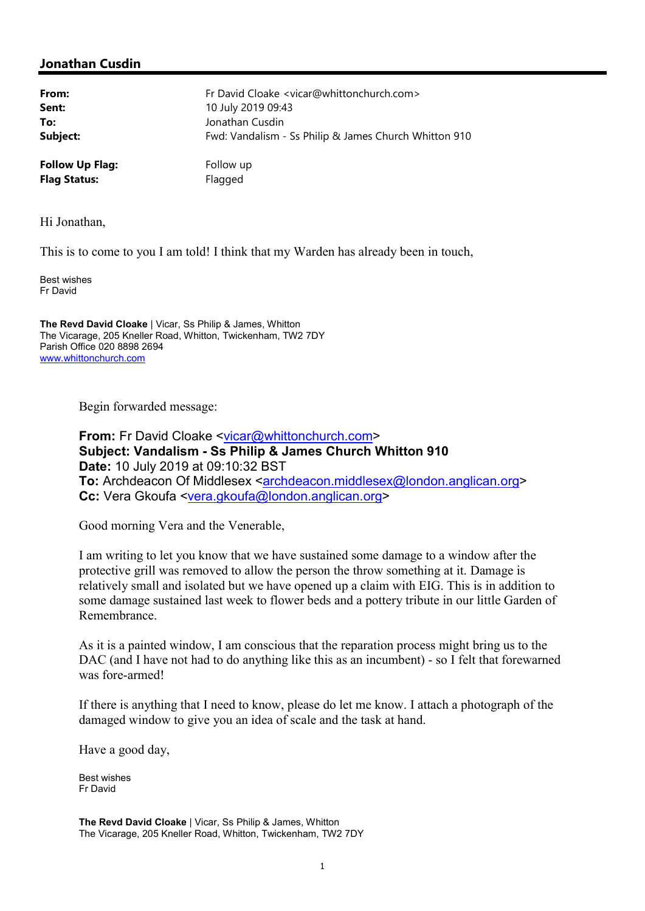## Jonathan Cusdin

| | |
|---|---|
| **From:** | Fr David Cloake <vicar@whittonchurch.com> |
| **Sent:** | 10 July 2019 09:43 |
| **To:** | Jonathan Cusdin |
| **Subject:** | Fwd: Vandalism - Ss Philip & James Church Whitton 910 |
| | |
| **Follow Up Flag:** | Follow up |
| **Flag Status:** | Flagged |

Hi Jonathan,

This is to come to you I am told! I think that my Warden has already been in touch,

Best wishes
Fr David

**The Revd David Cloake** | Vicar, Ss Philip & James, Whitton
The Vicarage, 205 Kneller Road, Whitton, Twickenham, TW2 7DY
Parish Office 020 8898 2694
www.whittonchurch.com

> Begin forwarded message:
>
> **From:** Fr David Cloake <vicar@whittonchurch.com>
> **Subject: Vandalism - Ss Philip & James Church Whitton 910**
> **Date:** 10 July 2019 at 09:10:32 BST
> **To:** Archdeacon Of Middlesex <archdeacon.middlesex@london.anglican.org>
> **Cc:** Vera Gkoufa <vera.gkoufa@london.anglican.org>
>
> Good morning Vera and the Venerable,
>
> I am writing to let you know that we have sustained some damage to a window after the protective grill was removed to allow the person the throw something at it. Damage is relatively small and isolated but we have opened up a claim with EIG. This is in addition to some damage sustained last week to flower beds and a pottery tribute in our little Garden of Remembrance.
>
> As it is a painted window, I am conscious that the reparation process might bring us to the DAC (and I have not had to do anything like this as an incumbent) - so I felt that forewarned was fore-armed!
>
> If there is anything that I need to know, please do let me know. I attach a photograph of the damaged window to give you an idea of scale and the task at hand.
>
> Have a good day,
>
> Best wishes
> Fr David
>
> **The Revd David Cloake** | Vicar, Ss Philip & James, Whitton
> The Vicarage, 205 Kneller Road, Whitton, Twickenham, TW2 7DY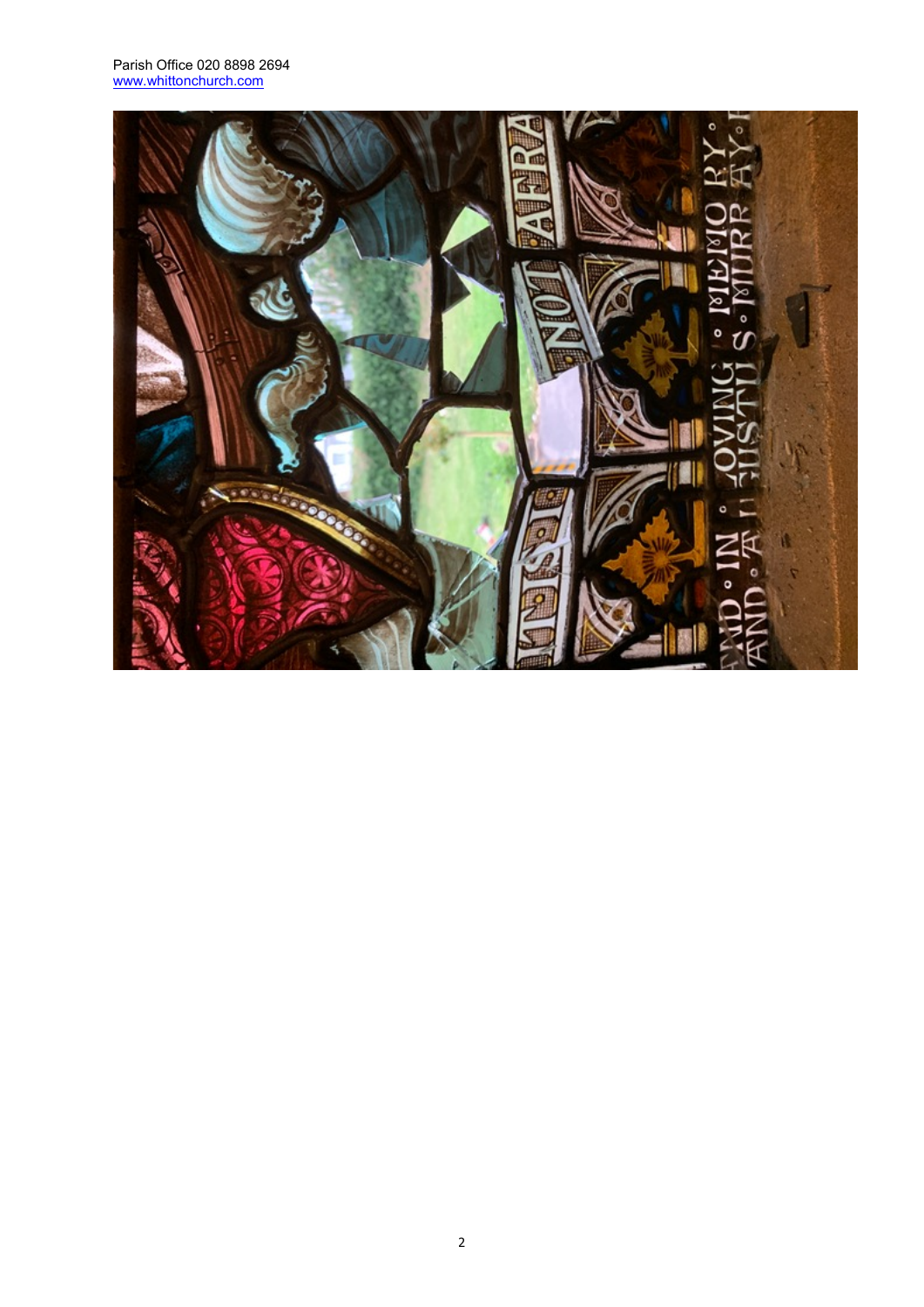Parish Office 020 8898 2694
www.whittonchurch.com